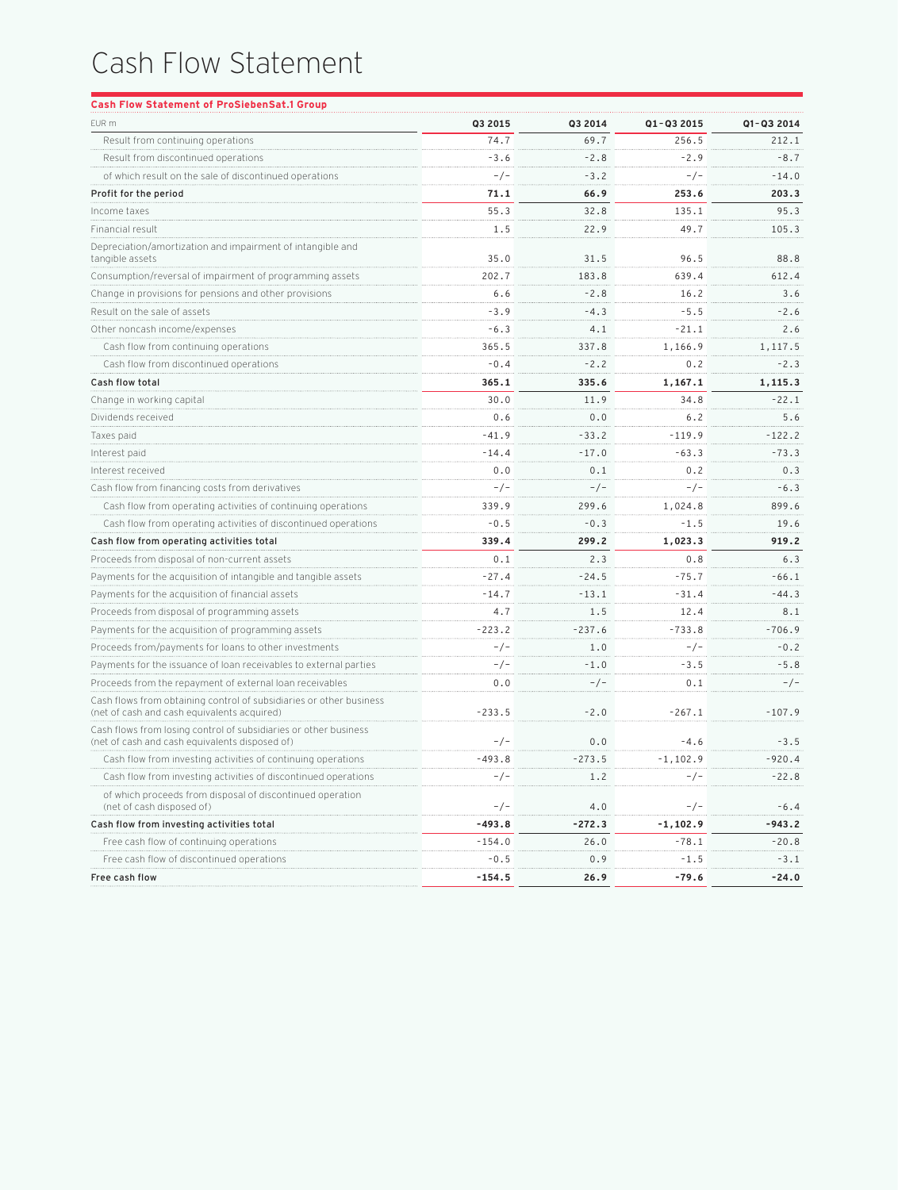# Cash Flow Statement

**Cash Flow Statement of ProSiebenSat.1 Group**

| EUR m | Q3 2015 | Q3 2014 | Q1–Q3 2015 | Q1–Q3 2014 |
|---|---|---|---|---|
| Result from continuing operations | 74.7 | 69.7 | 256.5 | 212.1 |
| Result from discontinued operations | -3.6 | -2.8 | -2.9 | -8.7 |
| of which result on the sale of discontinued operations | -/- | -3.2 | -/- | -14.0 |
| **Profit for the period** | **71.1** | **66.9** | **253.6** | **203.3** |
| Income taxes | 55.3 | 32.8 | 135.1 | 95.3 |
| Financial result | 1.5 | 22.9 | 49.7 | 105.3 |
| Depreciation/amortization and impairment of intangible and tangible assets | 35.0 | 31.5 | 96.5 | 88.8 |
| Consumption/reversal of impairment of programming assets | 202.7 | 183.8 | 639.4 | 612.4 |
| Change in provisions for pensions and other provisions | 6.6 | -2.8 | 16.2 | 3.6 |
| Result on the sale of assets | -3.9 | -4.3 | -5.5 | -2.6 |
| Other noncash income/expenses | -6.3 | 4.1 | -21.1 | 2.6 |
| Cash flow from continuing operations | 365.5 | 337.8 | 1,166.9 | 1,117.5 |
| Cash flow from discontinued operations | -0.4 | -2.2 | 0.2 | -2.3 |
| **Cash flow total** | **365.1** | **335.6** | **1,167.1** | **1,115.3** |
| Change in working capital | 30.0 | 11.9 | 34.8 | -22.1 |
| Dividends received | 0.6 | 0.0 | 6.2 | 5.6 |
| Taxes paid | -41.9 | -33.2 | -119.9 | -122.2 |
| Interest paid | -14.4 | -17.0 | -63.3 | -73.3 |
| Interest received | 0.0 | 0.1 | 0.2 | 0.3 |
| Cash flow from financing costs from derivatives | -/- | -/- | -/- | -6.3 |
| Cash flow from operating activities of continuing operations | 339.9 | 299.6 | 1,024.8 | 899.6 |
| Cash flow from operating activities of discontinued operations | -0.5 | -0.3 | -1.5 | 19.6 |
| **Cash flow from operating activities total** | **339.4** | **299.2** | **1,023.3** | **919.2** |
| Proceeds from disposal of non-current assets | 0.1 | 2.3 | 0.8 | 6.3 |
| Payments for the acquisition of intangible and tangible assets | -27.4 | -24.5 | -75.7 | -66.1 |
| Payments for the acquisition of financial assets | -14.7 | -13.1 | -31.4 | -44.3 |
| Proceeds from disposal of programming assets | 4.7 | 1.5 | 12.4 | 8.1 |
| Payments for the acquisition of programming assets | -223.2 | -237.6 | -733.8 | -706.9 |
| Proceeds from/payments for loans to other investments | -/- | 1.0 | -/- | -0.2 |
| Payments for the issuance of loan receivables to external parties | -/- | -1.0 | -3.5 | -5.8 |
| Proceeds from the repayment of external loan receivables | 0.0 | -/- | 0.1 | -/- |
| Cash flows from obtaining control of subsidiaries or other business (net of cash and cash equivalents acquired) | -233.5 | -2.0 | -267.1 | -107.9 |
| Cash flows from losing control of subsidiaries or other business (net of cash and cash equivalents disposed of) | -/- | 0.0 | -4.6 | -3.5 |
| Cash flow from investing activities of continuing operations | -493.8 | -273.5 | -1,102.9 | -920.4 |
| Cash flow from investing activities of discontinued operations | -/- | 1.2 | -/- | -22.8 |
| of which proceeds from disposal of discontinued operation (net of cash disposed of) | -/- | 4.0 | -/- | -6.4 |
| **Cash flow from investing activities total** | **-493.8** | **-272.3** | **-1,102.9** | **-943.2** |
| Free cash flow of continuing operations | -154.0 | 26.0 | -78.1 | -20.8 |
| Free cash flow of discontinued operations | -0.5 | 0.9 | -1.5 | -3.1 |
| **Free cash flow** | **-154.5** | **26.9** | **-79.6** | **-24.0** |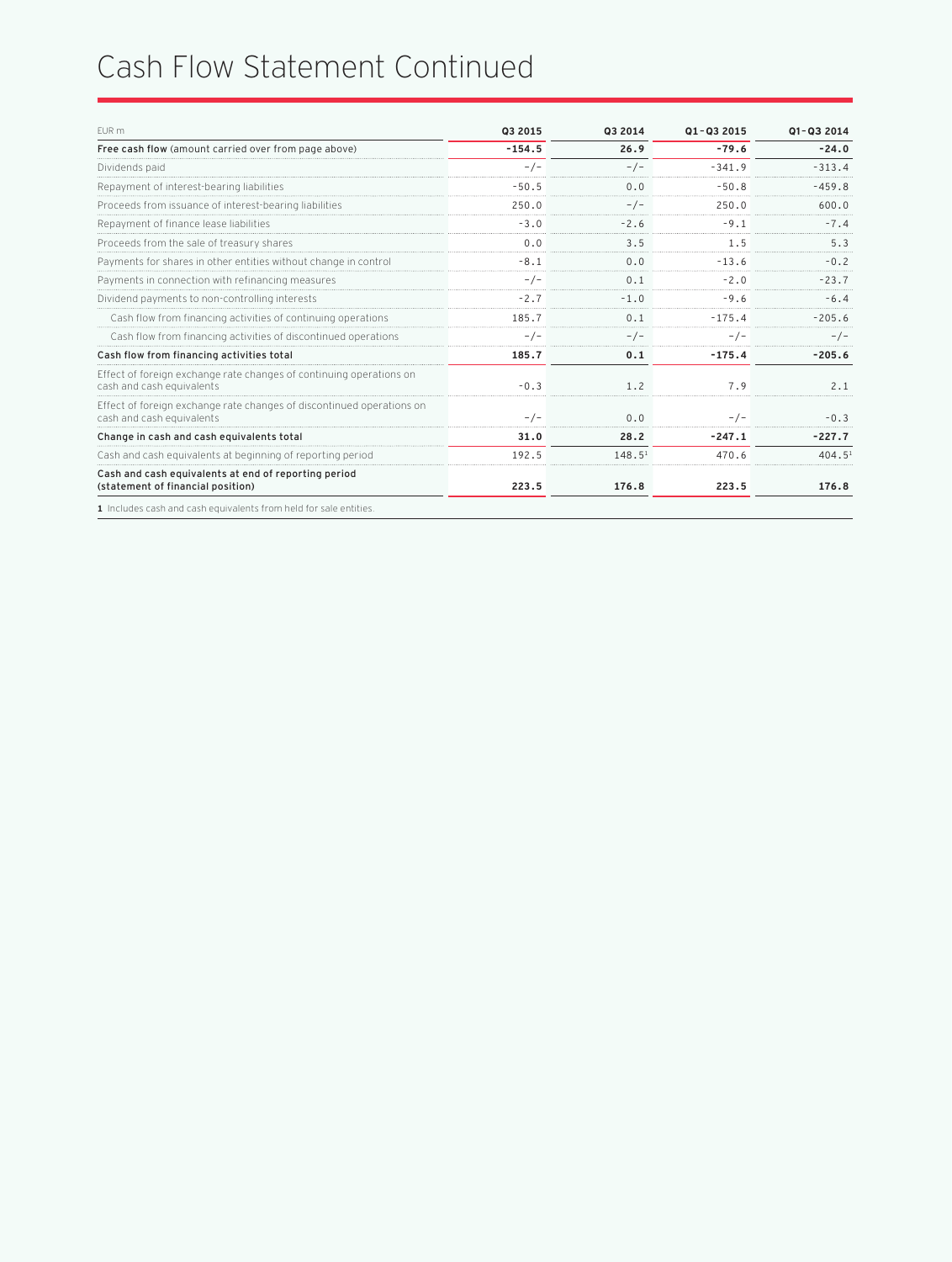# Cash Flow Statement Continued

| EUR m | Q3 2015 | Q3 2014 | Q1–Q3 2015 | Q1–Q3 2014 |
|---|---|---|---|---|
| **Free cash flow** (amount carried over from page above) | **-154.5** | **26.9** | **-79.6** | **-24.0** |
| Dividends paid | –/– | –/– | -341.9 | -313.4 |
| Repayment of interest-bearing liabilities | -50.5 | 0.0 | -50.8 | -459.8 |
| Proceeds from issuance of interest-bearing liabilities | 250.0 | –/– | 250.0 | 600.0 |
| Repayment of finance lease liabilities | -3.0 | -2.6 | -9.1 | -7.4 |
| Proceeds from the sale of treasury shares | 0.0 | 3.5 | 1.5 | 5.3 |
| Payments for shares in other entities without change in control | -8.1 | 0.0 | -13.6 | -0.2 |
| Payments in connection with refinancing measures | –/– | 0.1 | -2.0 | -23.7 |
| Dividend payments to non-controlling interests | -2.7 | -1.0 | -9.6 | -6.4 |
| Cash flow from financing activities of continuing operations | 185.7 | 0.1 | -175.4 | -205.6 |
| Cash flow from financing activities of discontinued operations | –/– | –/– | –/– | –/– |
| **Cash flow from financing activities total** | **185.7** | **0.1** | **-175.4** | **-205.6** |
| Effect of foreign exchange rate changes of continuing operations on cash and cash equivalents | -0.3 | 1.2 | 7.9 | 2.1 |
| Effect of foreign exchange rate changes of discontinued operations on cash and cash equivalents | –/– | 0.0 | –/– | -0.3 |
| **Change in cash and cash equivalents total** | **31.0** | **28.2** | **-247.1** | **-227.7** |
| Cash and cash equivalents at beginning of reporting period | 192.5 | 148.5[1] | 470.6 | 404.5[1] |
| **Cash and cash equivalents at end of reporting period (statement of financial position)** | **223.5** | **176.8** | **223.5** | **176.8** |

**1** Includes cash and cash equivalents from held for sale entities.